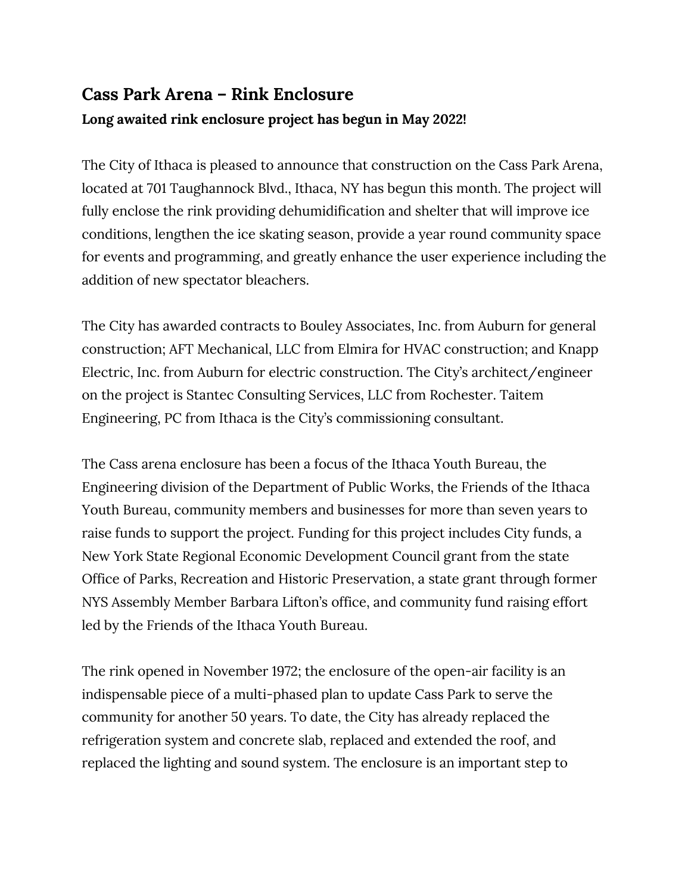## Cass Park Arena – Rink Enclosure

**Long awaited rink enclosure project has begun in May 2022!**

The City of Ithaca is pleased to announce that construction on the Cass Park Arena, located at 701 Taughannock Blvd., Ithaca, NY has begun this month. The project will fully enclose the rink providing dehumidification and shelter that will improve ice conditions, lengthen the ice skating season, provide a year round community space for events and programming, and greatly enhance the user experience including the addition of new spectator bleachers.

The City has awarded contracts to Bouley Associates, Inc. from Auburn for general construction; AFT Mechanical, LLC from Elmira for HVAC construction; and Knapp Electric, Inc. from Auburn for electric construction. The City's architect/engineer on the project is Stantec Consulting Services, LLC from Rochester. Taitem Engineering, PC from Ithaca is the City's commissioning consultant.

The Cass arena enclosure has been a focus of the Ithaca Youth Bureau, the Engineering division of the Department of Public Works, the Friends of the Ithaca Youth Bureau, community members and businesses for more than seven years to raise funds to support the project. Funding for this project includes City funds, a New York State Regional Economic Development Council grant from the state Office of Parks, Recreation and Historic Preservation, a state grant through former NYS Assembly Member Barbara Lifton's office, and community fund raising effort led by the Friends of the Ithaca Youth Bureau.

The rink opened in November 1972; the enclosure of the open-air facility is an indispensable piece of a multi-phased plan to update Cass Park to serve the community for another 50 years. To date, the City has already replaced the refrigeration system and concrete slab, replaced and extended the roof, and replaced the lighting and sound system. The enclosure is an important step to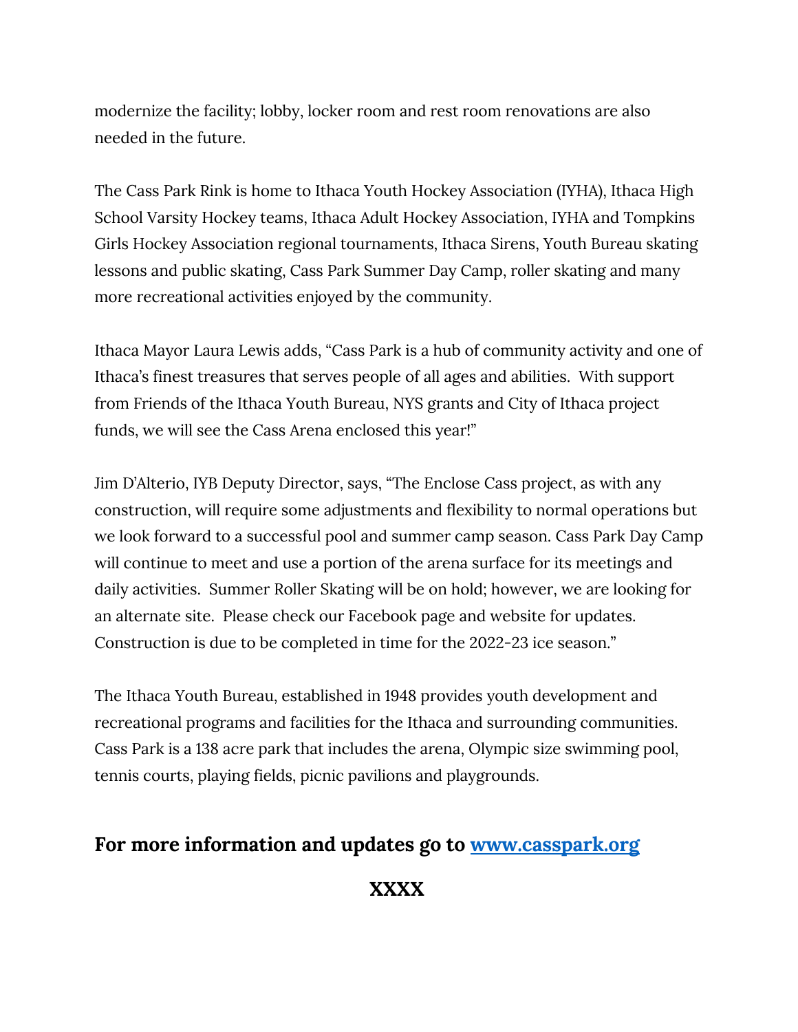modernize the facility; lobby, locker room and rest room renovations are also needed in the future.

The Cass Park Rink is home to Ithaca Youth Hockey Association (IYHA), Ithaca High School Varsity Hockey teams, Ithaca Adult Hockey Association, IYHA and Tompkins Girls Hockey Association regional tournaments, Ithaca Sirens, Youth Bureau skating lessons and public skating, Cass Park Summer Day Camp, roller skating and many more recreational activities enjoyed by the community.

Ithaca Mayor Laura Lewis adds, "Cass Park is a hub of community activity and one of Ithaca's finest treasures that serves people of all ages and abilities. With support from Friends of the Ithaca Youth Bureau, NYS grants and City of Ithaca project funds, we will see the Cass Arena enclosed this year!"

Jim D'Alterio, IYB Deputy Director, says, "The Enclose Cass project, as with any construction, will require some adjustments and flexibility to normal operations but we look forward to a successful pool and summer camp season. Cass Park Day Camp will continue to meet and use a portion of the arena surface for its meetings and daily activities. Summer Roller Skating will be on hold; however, we are looking for an alternate site. Please check our Facebook page and website for updates. Construction is due to be completed in time for the 2022-23 ice season."

The Ithaca Youth Bureau, established in 1948 provides youth development and recreational programs and facilities for the Ithaca and surrounding communities. Cass Park is a 138 acre park that includes the arena, Olympic size swimming pool, tennis courts, playing fields, picnic pavilions and playgrounds.

**For more information and updates go to [www.casspark.org](http://www.casspark.org)**

**XXXX**